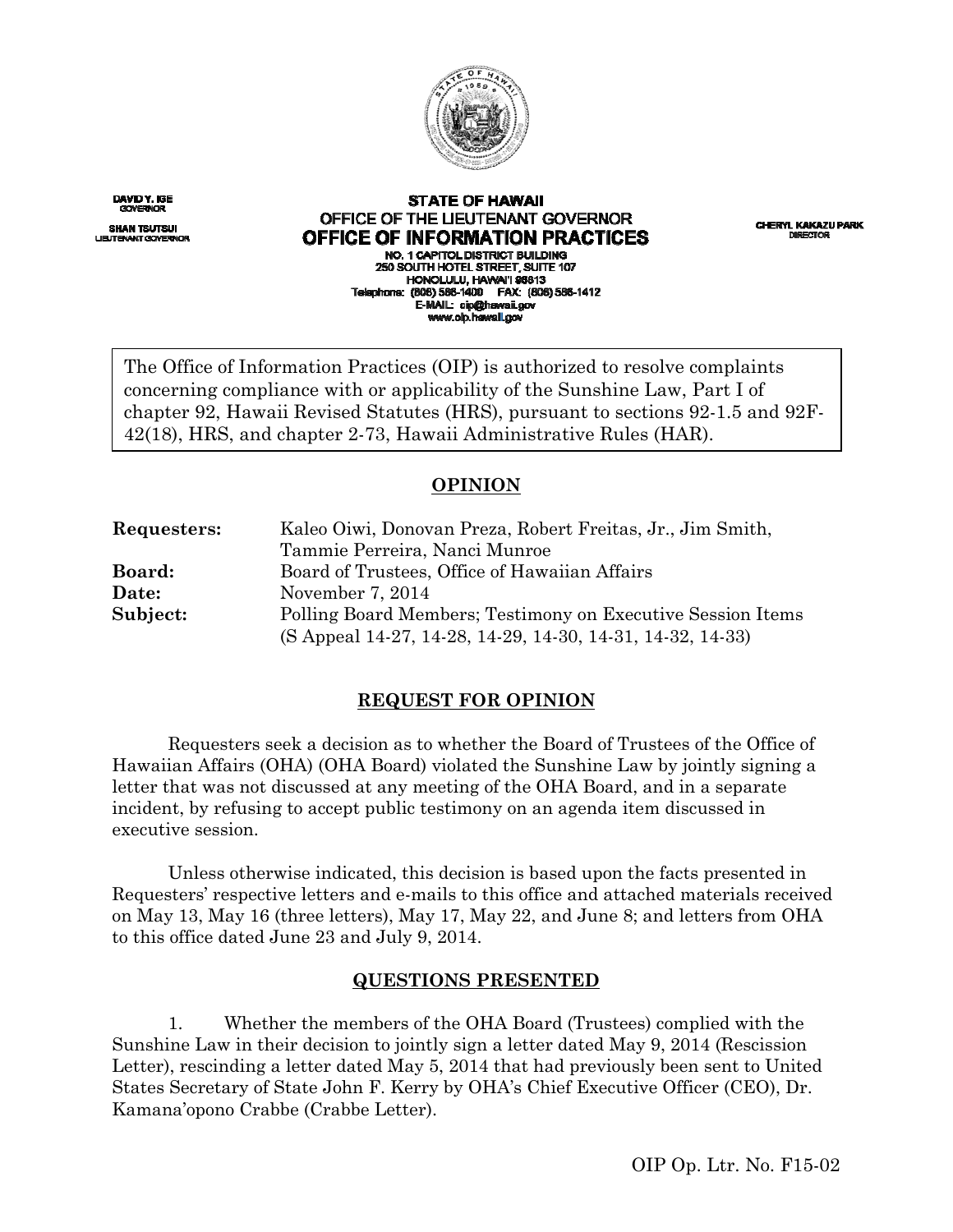DAVID Y. IGE
GOVERNOR

SHAN TSUTSUI
LIEUTENANT GOVERNOR

**STATE OF HAWAII**
**OFFICE OF THE LIEUTENANT GOVERNOR**
**OFFICE OF INFORMATION PRACTICES**
NO. 1 CAPITOL DISTRICT BUILDING
250 SOUTH HOTEL STREET, SUITE 107
HONOLULU, HAWAI'I 96813
Telephone: (808) 586-1400 FAX: (808) 586-1412
E-MAIL: oip@hawaii.gov
www.oip.hawaii.gov

CHERYL KAKAZU PARK
DIRECTOR

The Office of Information Practices (OIP) is authorized to resolve complaints concerning compliance with or applicability of the Sunshine Law, Part I of chapter 92, Hawaii Revised Statutes (HRS), pursuant to sections 92-1.5 and 92F-42(18), HRS, and chapter 2-73, Hawaii Administrative Rules (HAR).

## OPINION

**Requesters:** Kaleo Oiwi, Donovan Preza, Robert Freitas, Jr., Jim Smith, Tammie Perreira, Nanci Munroe
**Board:** Board of Trustees, Office of Hawaiian Affairs
**Date:** November 7, 2014
**Subject:** Polling Board Members; Testimony on Executive Session Items (S Appeal 14-27, 14-28, 14-29, 14-30, 14-31, 14-32, 14-33)

## REQUEST FOR OPINION

Requesters seek a decision as to whether the Board of Trustees of the Office of Hawaiian Affairs (OHA) (OHA Board) violated the Sunshine Law by jointly signing a letter that was not discussed at any meeting of the OHA Board, and in a separate incident, by refusing to accept public testimony on an agenda item discussed in executive session.

Unless otherwise indicated, this decision is based upon the facts presented in Requesters' respective letters and e-mails to this office and attached materials received on May 13, May 16 (three letters), May 17, May 22, and June 8; and letters from OHA to this office dated June 23 and July 9, 2014.

## QUESTIONS PRESENTED

1. Whether the members of the OHA Board (Trustees) complied with the Sunshine Law in their decision to jointly sign a letter dated May 9, 2014 (Rescission Letter), rescinding a letter dated May 5, 2014 that had previously been sent to United States Secretary of State John F. Kerry by OHA's Chief Executive Officer (CEO), Dr. Kamana'opono Crabbe (Crabbe Letter).

OIP Op. Ltr. No. F15-02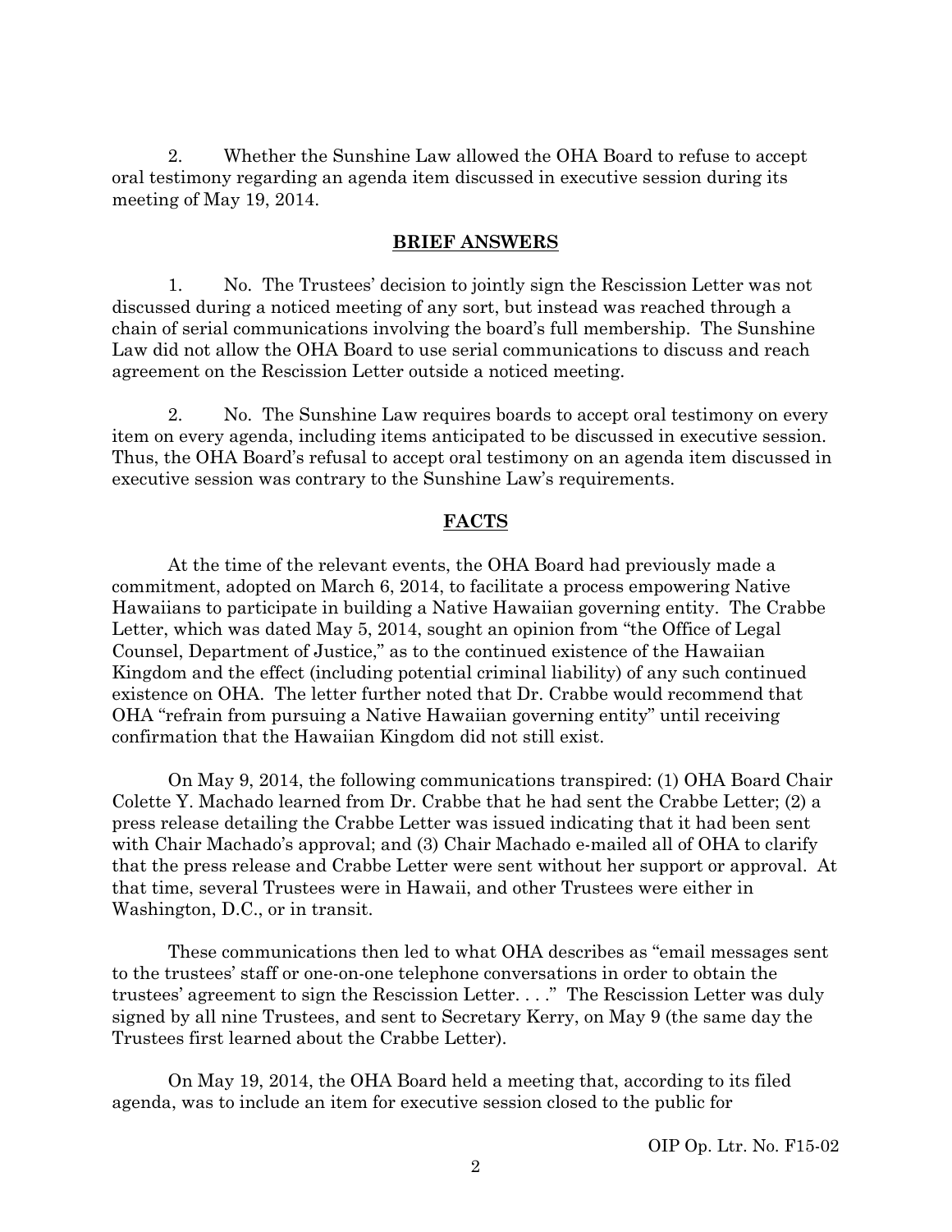2. Whether the Sunshine Law allowed the OHA Board to refuse to accept oral testimony regarding an agenda item discussed in executive session during its meeting of May 19, 2014.

## BRIEF ANSWERS

1. No. The Trustees' decision to jointly sign the Rescission Letter was not discussed during a noticed meeting of any sort, but instead was reached through a chain of serial communications involving the board's full membership. The Sunshine Law did not allow the OHA Board to use serial communications to discuss and reach agreement on the Rescission Letter outside a noticed meeting.

2. No. The Sunshine Law requires boards to accept oral testimony on every item on every agenda, including items anticipated to be discussed in executive session. Thus, the OHA Board's refusal to accept oral testimony on an agenda item discussed in executive session was contrary to the Sunshine Law's requirements.

## FACTS

At the time of the relevant events, the OHA Board had previously made a commitment, adopted on March 6, 2014, to facilitate a process empowering Native Hawaiians to participate in building a Native Hawaiian governing entity. The Crabbe Letter, which was dated May 5, 2014, sought an opinion from "the Office of Legal Counsel, Department of Justice," as to the continued existence of the Hawaiian Kingdom and the effect (including potential criminal liability) of any such continued existence on OHA. The letter further noted that Dr. Crabbe would recommend that OHA "refrain from pursuing a Native Hawaiian governing entity" until receiving confirmation that the Hawaiian Kingdom did not still exist.

On May 9, 2014, the following communications transpired: (1) OHA Board Chair Colette Y. Machado learned from Dr. Crabbe that he had sent the Crabbe Letter; (2) a press release detailing the Crabbe Letter was issued indicating that it had been sent with Chair Machado's approval; and (3) Chair Machado e-mailed all of OHA to clarify that the press release and Crabbe Letter were sent without her support or approval. At that time, several Trustees were in Hawaii, and other Trustees were either in Washington, D.C., or in transit.

These communications then led to what OHA describes as "email messages sent to the trustees' staff or one-on-one telephone conversations in order to obtain the trustees' agreement to sign the Rescission Letter. . . ." The Rescission Letter was duly signed by all nine Trustees, and sent to Secretary Kerry, on May 9 (the same day the Trustees first learned about the Crabbe Letter).

On May 19, 2014, the OHA Board held a meeting that, according to its filed agenda, was to include an item for executive session closed to the public for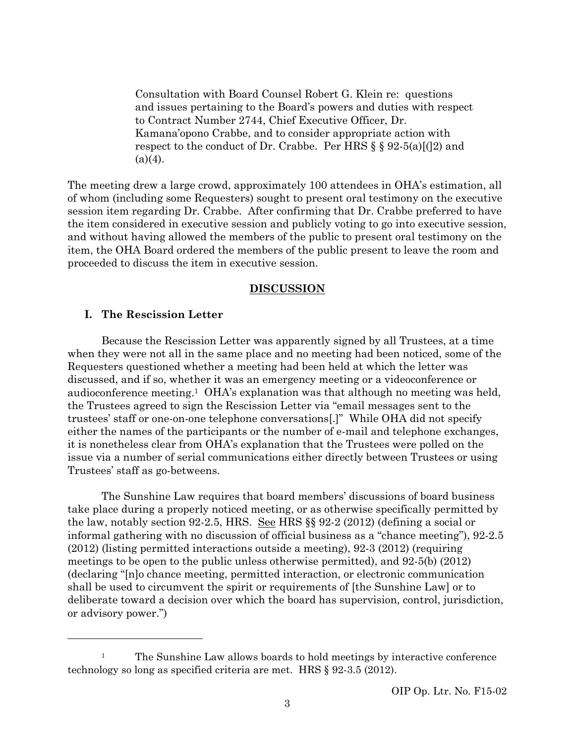> Consultation with Board Counsel Robert G. Klein re: questions and issues pertaining to the Board's powers and duties with respect to Contract Number 2744, Chief Executive Officer, Dr. Kamana'opono Crabbe, and to consider appropriate action with respect to the conduct of Dr. Crabbe. Per HRS § § 92-5(a)[(]2) and (a)(4).

The meeting drew a large crowd, approximately 100 attendees in OHA's estimation, all of whom (including some Requesters) sought to present oral testimony on the executive session item regarding Dr. Crabbe. After confirming that Dr. Crabbe preferred to have the item considered in executive session and publicly voting to go into executive session, and without having allowed the members of the public to present oral testimony on the item, the OHA Board ordered the members of the public present to leave the room and proceeded to discuss the item in executive session.

## DISCUSSION

### I. The Rescission Letter

Because the Rescission Letter was apparently signed by all Trustees, at a time when they were not all in the same place and no meeting had been noticed, some of the Requesters questioned whether a meeting had been held at which the letter was discussed, and if so, whether it was an emergency meeting or a videoconference or audioconference meeting.[1] OHA's explanation was that although no meeting was held, the Trustees agreed to sign the Rescission Letter via "email messages sent to the trustees' staff or one-on-one telephone conversations[.]" While OHA did not specify either the names of the participants or the number of e-mail and telephone exchanges, it is nonetheless clear from OHA's explanation that the Trustees were polled on the issue via a number of serial communications either directly between Trustees or using Trustees' staff as go-betweens.

The Sunshine Law requires that board members' discussions of board business take place during a properly noticed meeting, or as otherwise specifically permitted by the law, notably section 92-2.5, HRS. See HRS §§ 92-2 (2012) (defining a social or informal gathering with no discussion of official business as a "chance meeting"), 92-2.5 (2012) (listing permitted interactions outside a meeting), 92-3 (2012) (requiring meetings to be open to the public unless otherwise permitted), and 92-5(b) (2012) (declaring "[n]o chance meeting, permitted interaction, or electronic communication shall be used to circumvent the spirit or requirements of [the Sunshine Law] or to deliberate toward a decision over which the board has supervision, control, jurisdiction, or advisory power.")

---

[1] The Sunshine Law allows boards to hold meetings by interactive conference technology so long as specified criteria are met. HRS § 92-3.5 (2012).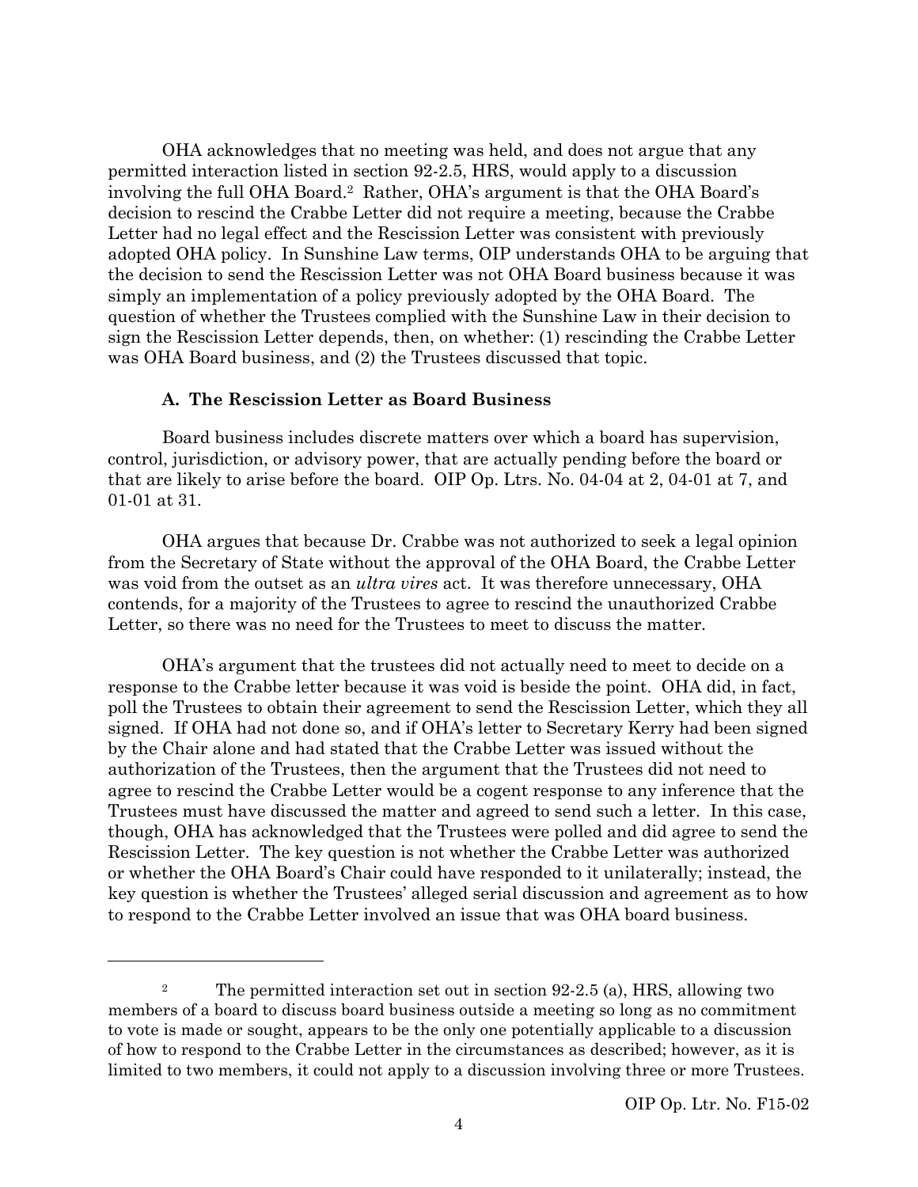OHA acknowledges that no meeting was held, and does not argue that any permitted interaction listed in section 92-2.5, HRS, would apply to a discussion involving the full OHA Board.[2] Rather, OHA's argument is that the OHA Board's decision to rescind the Crabbe Letter did not require a meeting, because the Crabbe Letter had no legal effect and the Rescission Letter was consistent with previously adopted OHA policy. In Sunshine Law terms, OIP understands OHA to be arguing that the decision to send the Rescission Letter was not OHA Board business because it was simply an implementation of a policy previously adopted by the OHA Board. The question of whether the Trustees complied with the Sunshine Law in their decision to sign the Rescission Letter depends, then, on whether: (1) rescinding the Crabbe Letter was OHA Board business, and (2) the Trustees discussed that topic.

### A. The Rescission Letter as Board Business

Board business includes discrete matters over which a board has supervision, control, jurisdiction, or advisory power, that are actually pending before the board or that are likely to arise before the board. OIP Op. Ltrs. No. 04-04 at 2, 04-01 at 7, and 01-01 at 31.

OHA argues that because Dr. Crabbe was not authorized to seek a legal opinion from the Secretary of State without the approval of the OHA Board, the Crabbe Letter was void from the outset as an *ultra vires* act. It was therefore unnecessary, OHA contends, for a majority of the Trustees to agree to rescind the unauthorized Crabbe Letter, so there was no need for the Trustees to meet to discuss the matter.

OHA's argument that the trustees did not actually need to meet to decide on a response to the Crabbe letter because it was void is beside the point. OHA did, in fact, poll the Trustees to obtain their agreement to send the Rescission Letter, which they all signed. If OHA had not done so, and if OHA's letter to Secretary Kerry had been signed by the Chair alone and had stated that the Crabbe Letter was issued without the authorization of the Trustees, then the argument that the Trustees did not need to agree to rescind the Crabbe Letter would be a cogent response to any inference that the Trustees must have discussed the matter and agreed to send such a letter. In this case, though, OHA has acknowledged that the Trustees were polled and did agree to send the Rescission Letter. The key question is not whether the Crabbe Letter was authorized or whether the OHA Board's Chair could have responded to it unilaterally; instead, the key question is whether the Trustees' alleged serial discussion and agreement as to how to respond to the Crabbe Letter involved an issue that was OHA board business.

---

[2] The permitted interaction set out in section 92-2.5 (a), HRS, allowing two members of a board to discuss board business outside a meeting so long as no commitment to vote is made or sought, appears to be the only one potentially applicable to a discussion of how to respond to the Crabbe Letter in the circumstances as described; however, as it is limited to two members, it could not apply to a discussion involving three or more Trustees.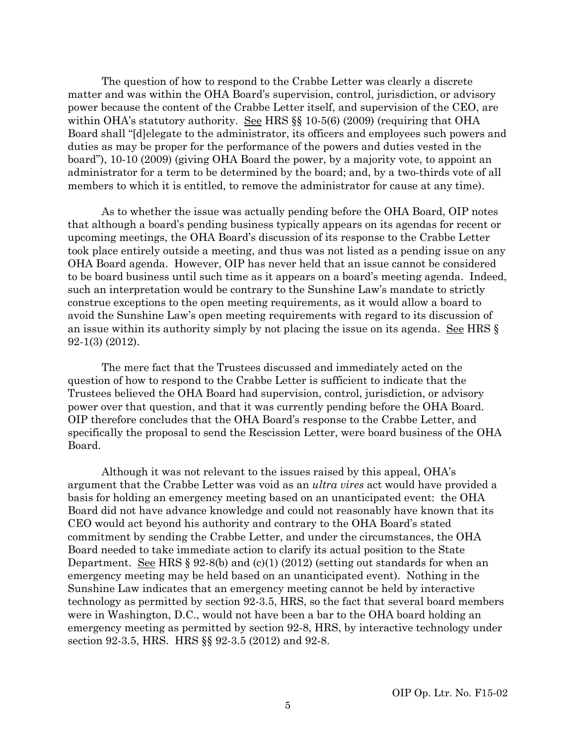The question of how to respond to the Crabbe Letter was clearly a discrete matter and was within the OHA Board's supervision, control, jurisdiction, or advisory power because the content of the Crabbe Letter itself, and supervision of the CEO, are within OHA's statutory authority. See HRS §§ 10-5(6) (2009) (requiring that OHA Board shall "[d]elegate to the administrator, its officers and employees such powers and duties as may be proper for the performance of the powers and duties vested in the board"), 10-10 (2009) (giving OHA Board the power, by a majority vote, to appoint an administrator for a term to be determined by the board; and, by a two-thirds vote of all members to which it is entitled, to remove the administrator for cause at any time).

As to whether the issue was actually pending before the OHA Board, OIP notes that although a board's pending business typically appears on its agendas for recent or upcoming meetings, the OHA Board's discussion of its response to the Crabbe Letter took place entirely outside a meeting, and thus was not listed as a pending issue on any OHA Board agenda. However, OIP has never held that an issue cannot be considered to be board business until such time as it appears on a board's meeting agenda. Indeed, such an interpretation would be contrary to the Sunshine Law's mandate to strictly construe exceptions to the open meeting requirements, as it would allow a board to avoid the Sunshine Law's open meeting requirements with regard to its discussion of an issue within its authority simply by not placing the issue on its agenda. See HRS § 92-1(3) (2012).

The mere fact that the Trustees discussed and immediately acted on the question of how to respond to the Crabbe Letter is sufficient to indicate that the Trustees believed the OHA Board had supervision, control, jurisdiction, or advisory power over that question, and that it was currently pending before the OHA Board. OIP therefore concludes that the OHA Board's response to the Crabbe Letter, and specifically the proposal to send the Rescission Letter, were board business of the OHA Board.

Although it was not relevant to the issues raised by this appeal, OHA's argument that the Crabbe Letter was void as an *ultra vires* act would have provided a basis for holding an emergency meeting based on an unanticipated event: the OHA Board did not have advance knowledge and could not reasonably have known that its CEO would act beyond his authority and contrary to the OHA Board's stated commitment by sending the Crabbe Letter, and under the circumstances, the OHA Board needed to take immediate action to clarify its actual position to the State Department. See HRS § 92-8(b) and (c)(1) (2012) (setting out standards for when an emergency meeting may be held based on an unanticipated event). Nothing in the Sunshine Law indicates that an emergency meeting cannot be held by interactive technology as permitted by section 92-3.5, HRS, so the fact that several board members were in Washington, D.C., would not have been a bar to the OHA board holding an emergency meeting as permitted by section 92-8, HRS, by interactive technology under section 92-3.5, HRS. HRS §§ 92-3.5 (2012) and 92-8.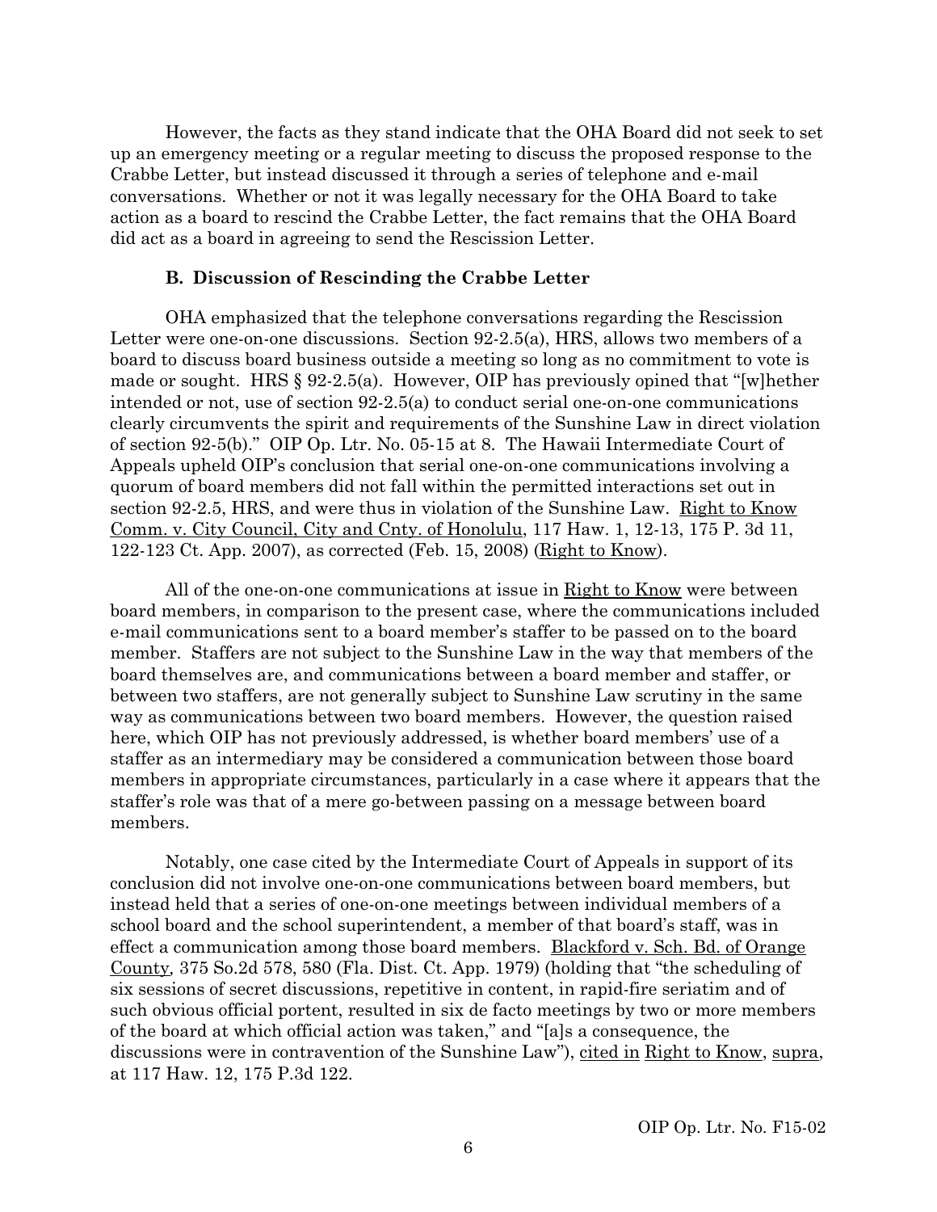However, the facts as they stand indicate that the OHA Board did not seek to set up an emergency meeting or a regular meeting to discuss the proposed response to the Crabbe Letter, but instead discussed it through a series of telephone and e-mail conversations. Whether or not it was legally necessary for the OHA Board to take action as a board to rescind the Crabbe Letter, the fact remains that the OHA Board did act as a board in agreeing to send the Rescission Letter.

### B. Discussion of Rescinding the Crabbe Letter

OHA emphasized that the telephone conversations regarding the Rescission Letter were one-on-one discussions. Section 92-2.5(a), HRS, allows two members of a board to discuss board business outside a meeting so long as no commitment to vote is made or sought. HRS § 92-2.5(a). However, OIP has previously opined that "[w]hether intended or not, use of section 92-2.5(a) to conduct serial one-on-one communications clearly circumvents the spirit and requirements of the Sunshine Law in direct violation of section 92-5(b)." OIP Op. Ltr. No. 05-15 at 8. The Hawaii Intermediate Court of Appeals upheld OIP's conclusion that serial one-on-one communications involving a quorum of board members did not fall within the permitted interactions set out in section 92-2.5, HRS, and were thus in violation of the Sunshine Law. Right to Know Comm. v. City Council, City and Cnty. of Honolulu, 117 Haw. 1, 12-13, 175 P. 3d 11, 122-123 Ct. App. 2007), as corrected (Feb. 15, 2008) (Right to Know).

All of the one-on-one communications at issue in Right to Know were between board members, in comparison to the present case, where the communications included e-mail communications sent to a board member's staffer to be passed on to the board member. Staffers are not subject to the Sunshine Law in the way that members of the board themselves are, and communications between a board member and staffer, or between two staffers, are not generally subject to Sunshine Law scrutiny in the same way as communications between two board members. However, the question raised here, which OIP has not previously addressed, is whether board members' use of a staffer as an intermediary may be considered a communication between those board members in appropriate circumstances, particularly in a case where it appears that the staffer's role was that of a mere go-between passing on a message between board members.

Notably, one case cited by the Intermediate Court of Appeals in support of its conclusion did not involve one-on-one communications between board members, but instead held that a series of one-on-one meetings between individual members of a school board and the school superintendent, a member of that board's staff, was in effect a communication among those board members. Blackford v. Sch. Bd. of Orange County, 375 So.2d 578, 580 (Fla. Dist. Ct. App. 1979) (holding that "the scheduling of six sessions of secret discussions, repetitive in content, in rapid-fire seriatim and of such obvious official portent, resulted in six de facto meetings by two or more members of the board at which official action was taken," and "[a]s a consequence, the discussions were in contravention of the Sunshine Law"), cited in Right to Know, supra, at 117 Haw. 12, 175 P.3d 122.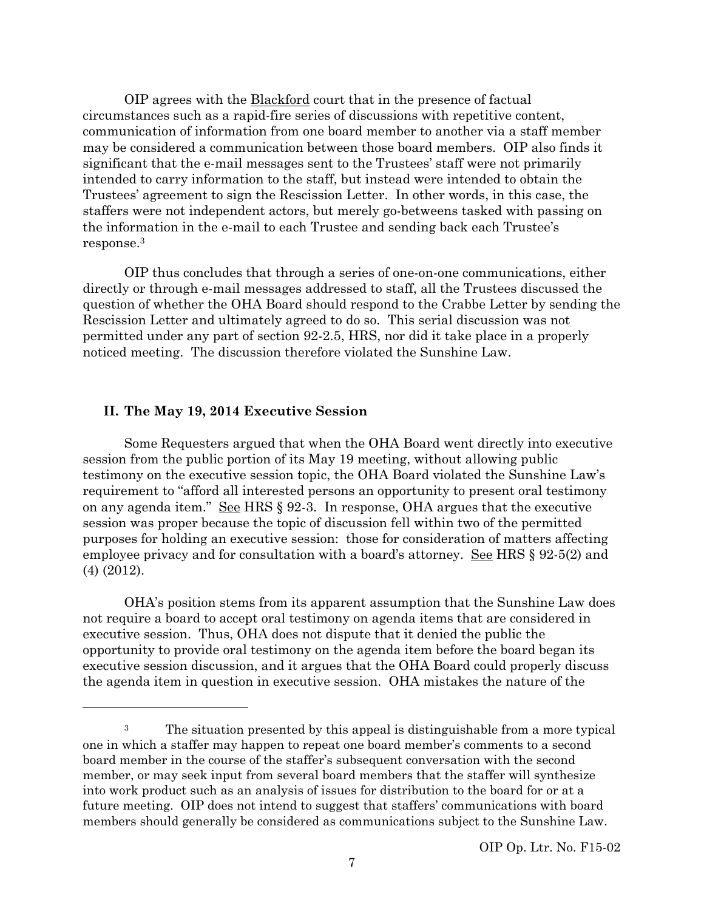OIP agrees with the Blackford court that in the presence of factual circumstances such as a rapid-fire series of discussions with repetitive content, communication of information from one board member to another via a staff member may be considered a communication between those board members. OIP also finds it significant that the e-mail messages sent to the Trustees' staff were not primarily intended to carry information to the staff, but instead were intended to obtain the Trustees' agreement to sign the Rescission Letter. In other words, in this case, the staffers were not independent actors, but merely go-betweens tasked with passing on the information in the e-mail to each Trustee and sending back each Trustee's response.[3]

OIP thus concludes that through a series of one-on-one communications, either directly or through e-mail messages addressed to staff, all the Trustees discussed the question of whether the OHA Board should respond to the Crabbe Letter by sending the Rescission Letter and ultimately agreed to do so. This serial discussion was not permitted under any part of section 92-2.5, HRS, nor did it take place in a properly noticed meeting. The discussion therefore violated the Sunshine Law.

## II. The May 19, 2014 Executive Session

Some Requesters argued that when the OHA Board went directly into executive session from the public portion of its May 19 meeting, without allowing public testimony on the executive session topic, the OHA Board violated the Sunshine Law's requirement to "afford all interested persons an opportunity to present oral testimony on any agenda item." See HRS § 92-3. In response, OHA argues that the executive session was proper because the topic of discussion fell within two of the permitted purposes for holding an executive session: those for consideration of matters affecting employee privacy and for consultation with a board's attorney. See HRS § 92-5(2) and (4) (2012).

OHA's position stems from its apparent assumption that the Sunshine Law does not require a board to accept oral testimony on agenda items that are considered in executive session. Thus, OHA does not dispute that it denied the public the opportunity to provide oral testimony on the agenda item before the board began its executive session discussion, and it argues that the OHA Board could properly discuss the agenda item in question in executive session. OHA mistakes the nature of the

---

[3] The situation presented by this appeal is distinguishable from a more typical one in which a staffer may happen to repeat one board member's comments to a second board member in the course of the staffer's subsequent conversation with the second member, or may seek input from several board members that the staffer will synthesize into work product such as an analysis of issues for distribution to the board for or at a future meeting. OIP does not intend to suggest that staffers' communications with board members should generally be considered as communications subject to the Sunshine Law.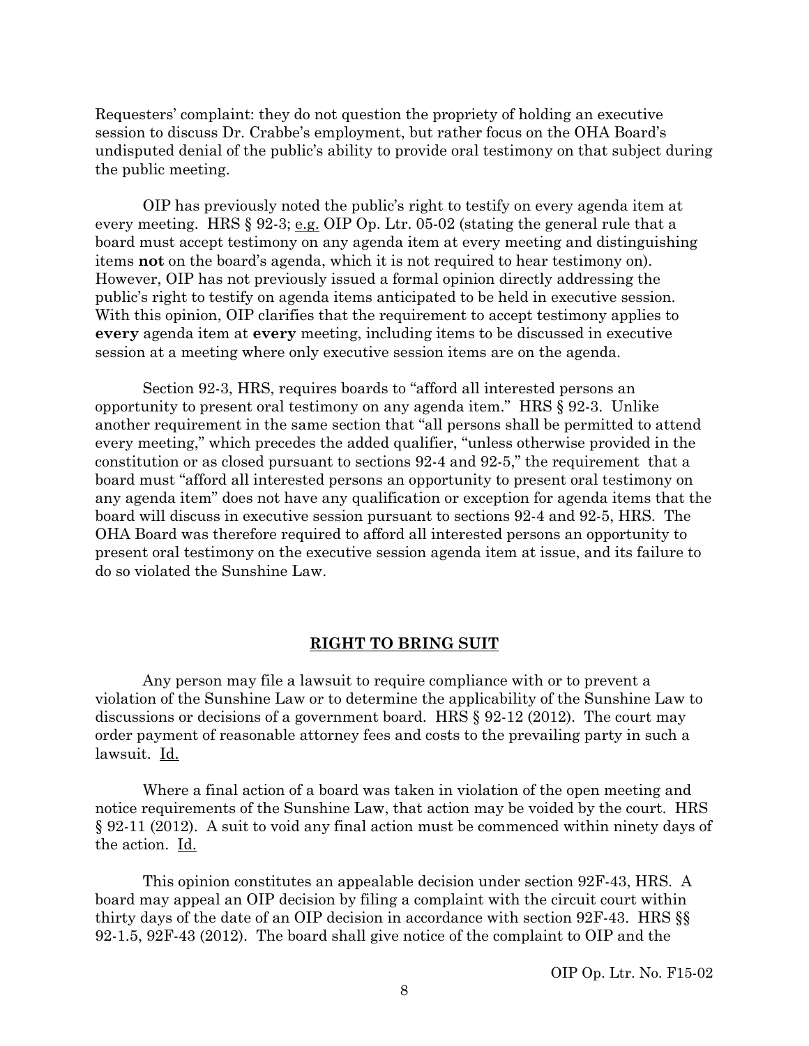Requesters' complaint: they do not question the propriety of holding an executive session to discuss Dr. Crabbe's employment, but rather focus on the OHA Board's undisputed denial of the public's ability to provide oral testimony on that subject during the public meeting.

OIP has previously noted the public's right to testify on every agenda item at every meeting. HRS § 92-3; e.g. OIP Op. Ltr. 05-02 (stating the general rule that a board must accept testimony on any agenda item at every meeting and distinguishing items **not** on the board's agenda, which it is not required to hear testimony on). However, OIP has not previously issued a formal opinion directly addressing the public's right to testify on agenda items anticipated to be held in executive session. With this opinion, OIP clarifies that the requirement to accept testimony applies to **every** agenda item at **every** meeting, including items to be discussed in executive session at a meeting where only executive session items are on the agenda.

Section 92-3, HRS, requires boards to "afford all interested persons an opportunity to present oral testimony on any agenda item." HRS § 92-3. Unlike another requirement in the same section that "all persons shall be permitted to attend every meeting," which precedes the added qualifier, "unless otherwise provided in the constitution or as closed pursuant to sections 92-4 and 92-5," the requirement that a board must "afford all interested persons an opportunity to present oral testimony on any agenda item" does not have any qualification or exception for agenda items that the board will discuss in executive session pursuant to sections 92-4 and 92-5, HRS. The OHA Board was therefore required to afford all interested persons an opportunity to present oral testimony on the executive session agenda item at issue, and its failure to do so violated the Sunshine Law.

## RIGHT TO BRING SUIT

Any person may file a lawsuit to require compliance with or to prevent a violation of the Sunshine Law or to determine the applicability of the Sunshine Law to discussions or decisions of a government board. HRS § 92-12 (2012). The court may order payment of reasonable attorney fees and costs to the prevailing party in such a lawsuit. Id.

Where a final action of a board was taken in violation of the open meeting and notice requirements of the Sunshine Law, that action may be voided by the court. HRS § 92-11 (2012). A suit to void any final action must be commenced within ninety days of the action. Id.

This opinion constitutes an appealable decision under section 92F-43, HRS. A board may appeal an OIP decision by filing a complaint with the circuit court within thirty days of the date of an OIP decision in accordance with section 92F-43. HRS §§ 92-1.5, 92F-43 (2012). The board shall give notice of the complaint to OIP and the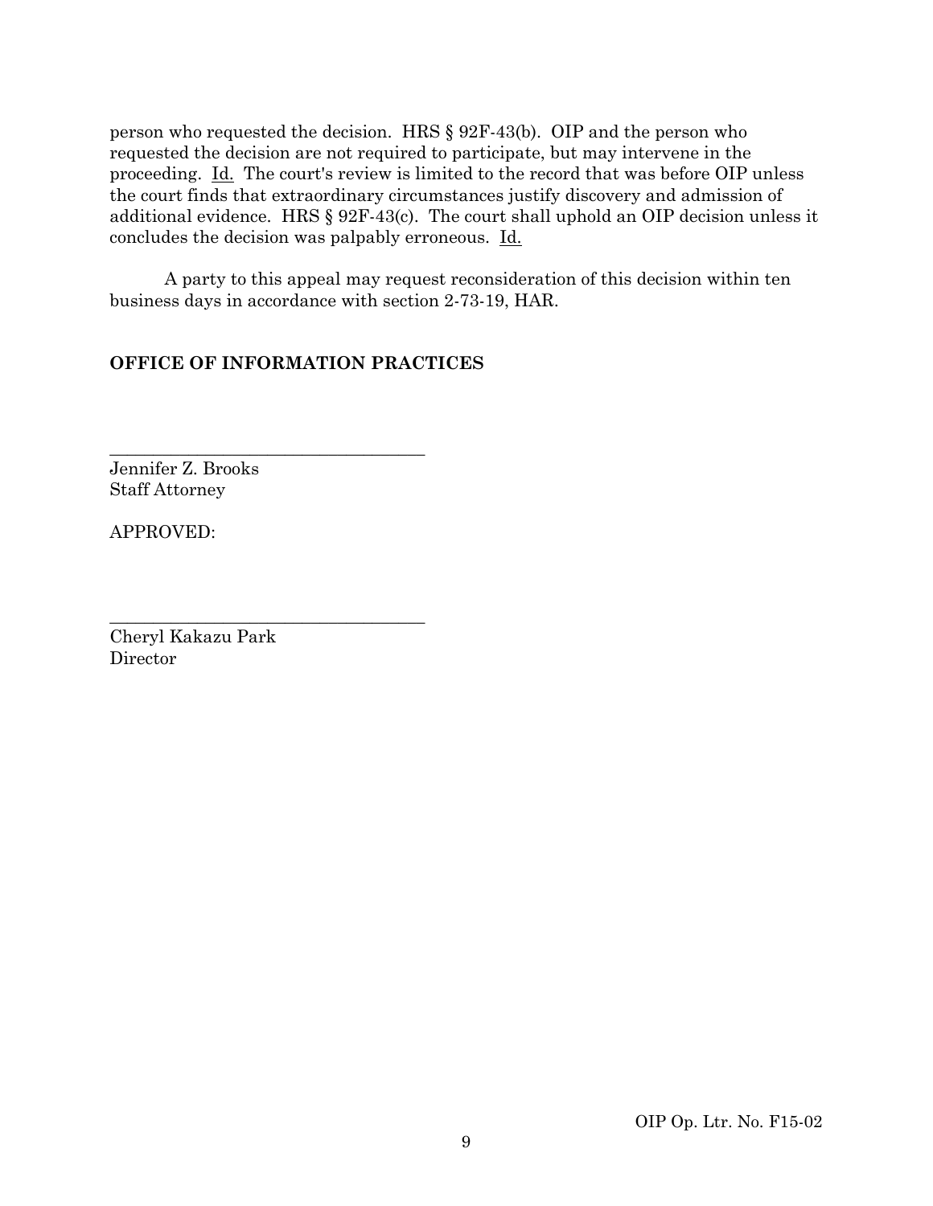person who requested the decision. HRS § 92F-43(b). OIP and the person who requested the decision are not required to participate, but may intervene in the proceeding. Id. The court's review is limited to the record that was before OIP unless the court finds that extraordinary circumstances justify discovery and admission of additional evidence. HRS § 92F-43(c). The court shall uphold an OIP decision unless it concludes the decision was palpably erroneous. Id.

A party to this appeal may request reconsideration of this decision within ten business days in accordance with section 2-73-19, HAR.

**OFFICE OF INFORMATION PRACTICES**

\_\_\_\_\_\_\_\_\_\_\_\_\_\_\_\_\_\_\_\_\_\_\_\_\_\_\_\_\_\_\_\_\_\_\_\_\_\_

Jennifer Z. Brooks
Staff Attorney

APPROVED:

\_\_\_\_\_\_\_\_\_\_\_\_\_\_\_\_\_\_\_\_\_\_\_\_\_\_\_\_\_\_\_\_\_\_\_\_\_\_

Cheryl Kakazu Park
Director

OIP Op. Ltr. No. F15-02